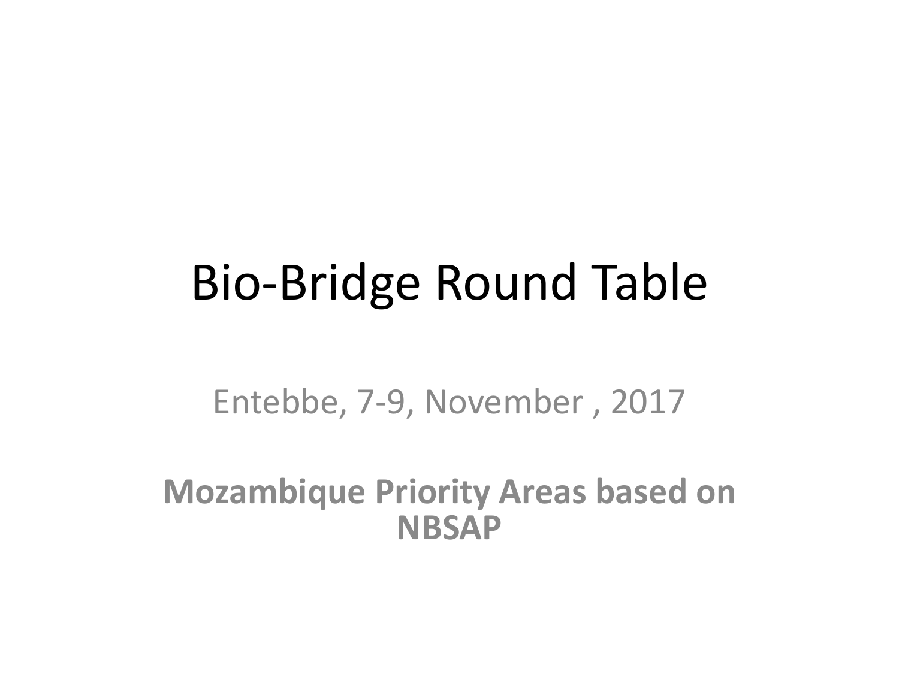# Bio-Bridge Round Table

Entebbe, 7-9, November , 2017

**Mozambique Priority Areas based on NBSAP**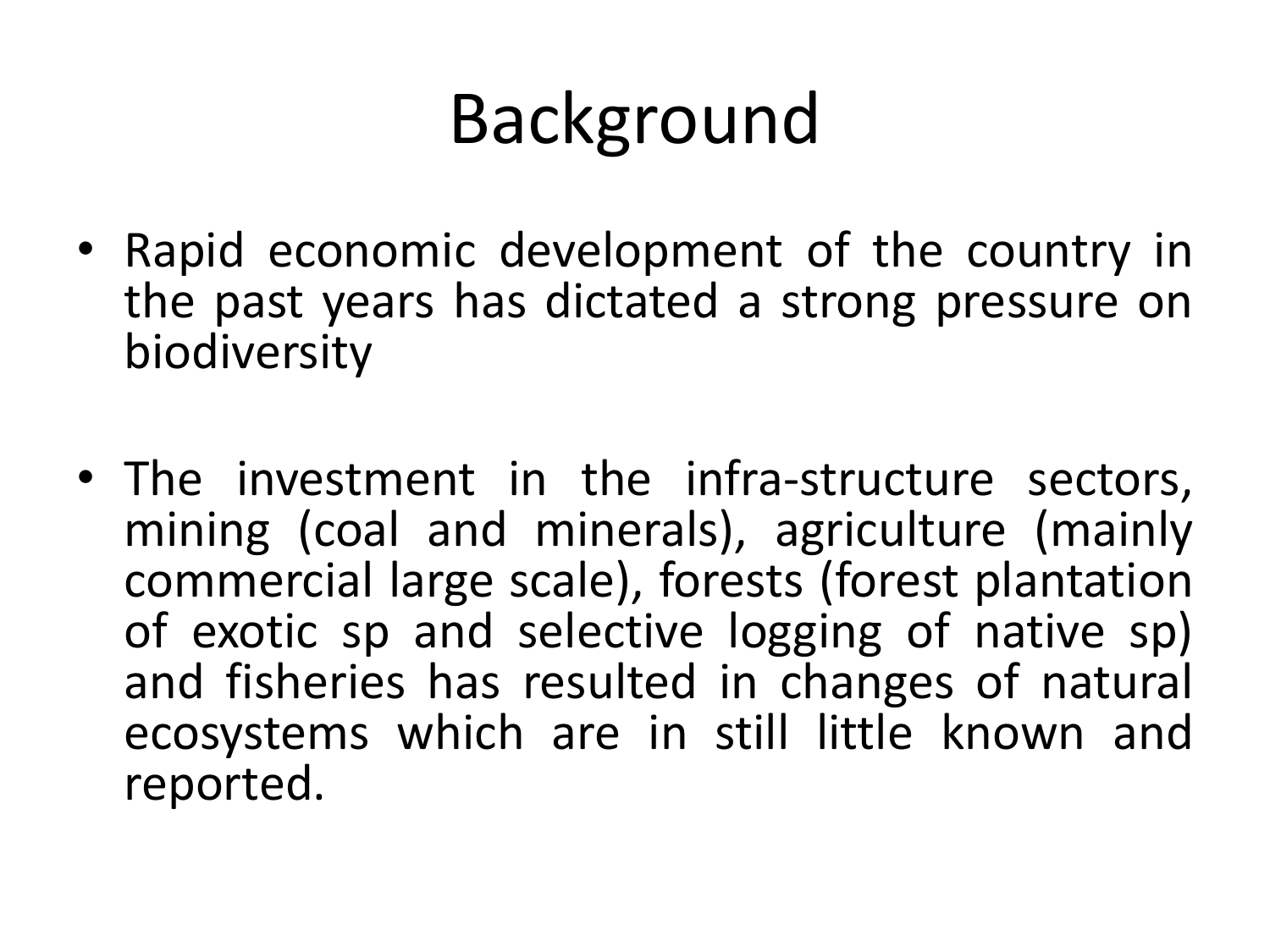# Background

- Rapid economic development of the country in the past years has dictated a strong pressure on biodiversity

- The investment in the infra-structure sectors, mining (coal and minerals), agriculture (mainly commercial large scale), forests (forest plantation of exotic sp and selective logging of native sp) and fisheries has resulted in changes of natural ecosystems which are in still little known and reported.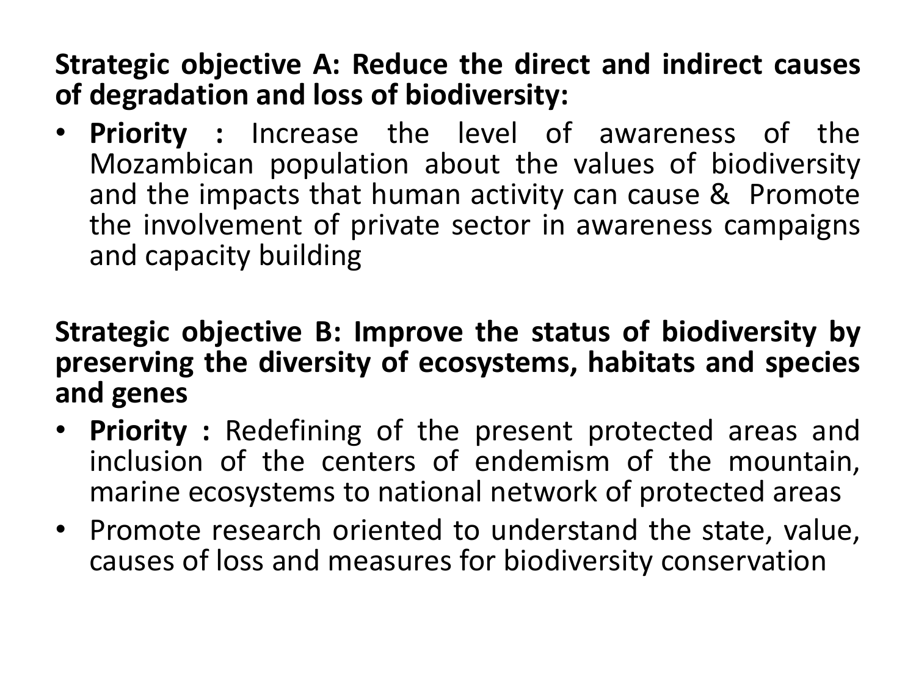**Strategic objective A: Reduce the direct and indirect causes of degradation and loss of biodiversity:**

- **Priority :** Increase the level of awareness of the Mozambican population about the values of biodiversity and the impacts that human activity can cause & Promote the involvement of private sector in awareness campaigns and capacity building

**Strategic objective B: Improve the status of biodiversity by preserving the diversity of ecosystems, habitats and species and genes**

- **Priority :** Redefining of the present protected areas and inclusion of the centers of endemism of the mountain, marine ecosystems to national network of protected areas
- Promote research oriented to understand the state, value, causes of loss and measures for biodiversity conservation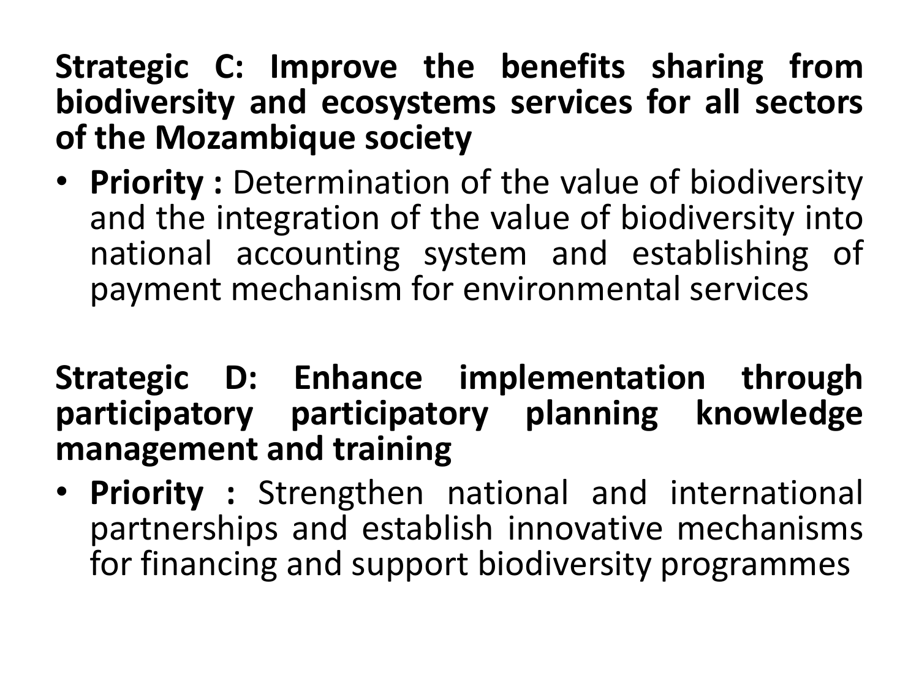**Strategic C: Improve the benefits sharing from biodiversity and ecosystems services for all sectors of the Mozambique society**

- **Priority :** Determination of the value of biodiversity and the integration of the value of biodiversity into national accounting system and establishing of payment mechanism for environmental services

**Strategic D: Enhance implementation through participatory participatory planning knowledge management and training**

- **Priority :** Strengthen national and international partnerships and establish innovative mechanisms for financing and support biodiversity programmes